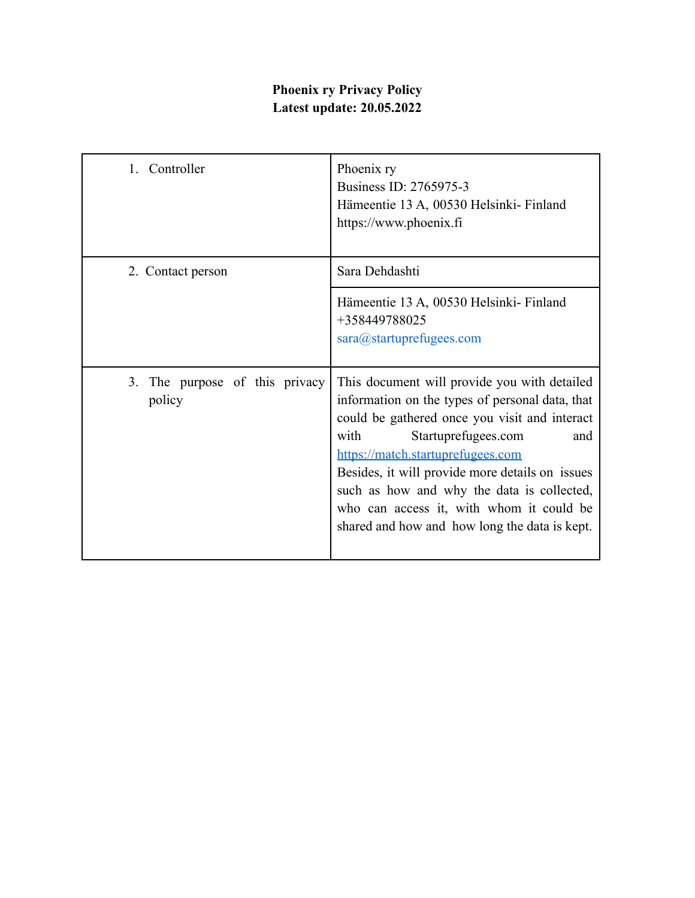**Phoenix ry Privacy Policy**
**Latest update: 20.05.2022**

| | |
|---|---|
| 1. Controller | Phoenix ry<br>Business ID: 2765975-3<br>Hämeentie 13 A, 00530 Helsinki- Finland<br>https://www.phoenix.fi |
| 2. Contact person | Sara Dehdashti |
| | Hämeentie 13 A, 00530 Helsinki- Finland<br>+358449788025<br>sara@startuprefugees.com |
| 3. The purpose of this privacy policy | This document will provide you with detailed information on the types of personal data, that could be gathered once you visit and interact with Startuprefugees.com and https://match.startuprefugees.com<br>Besides, it will provide more details on issues such as how and why the data is collected, who can access it, with whom it could be shared and how and how long the data is kept. |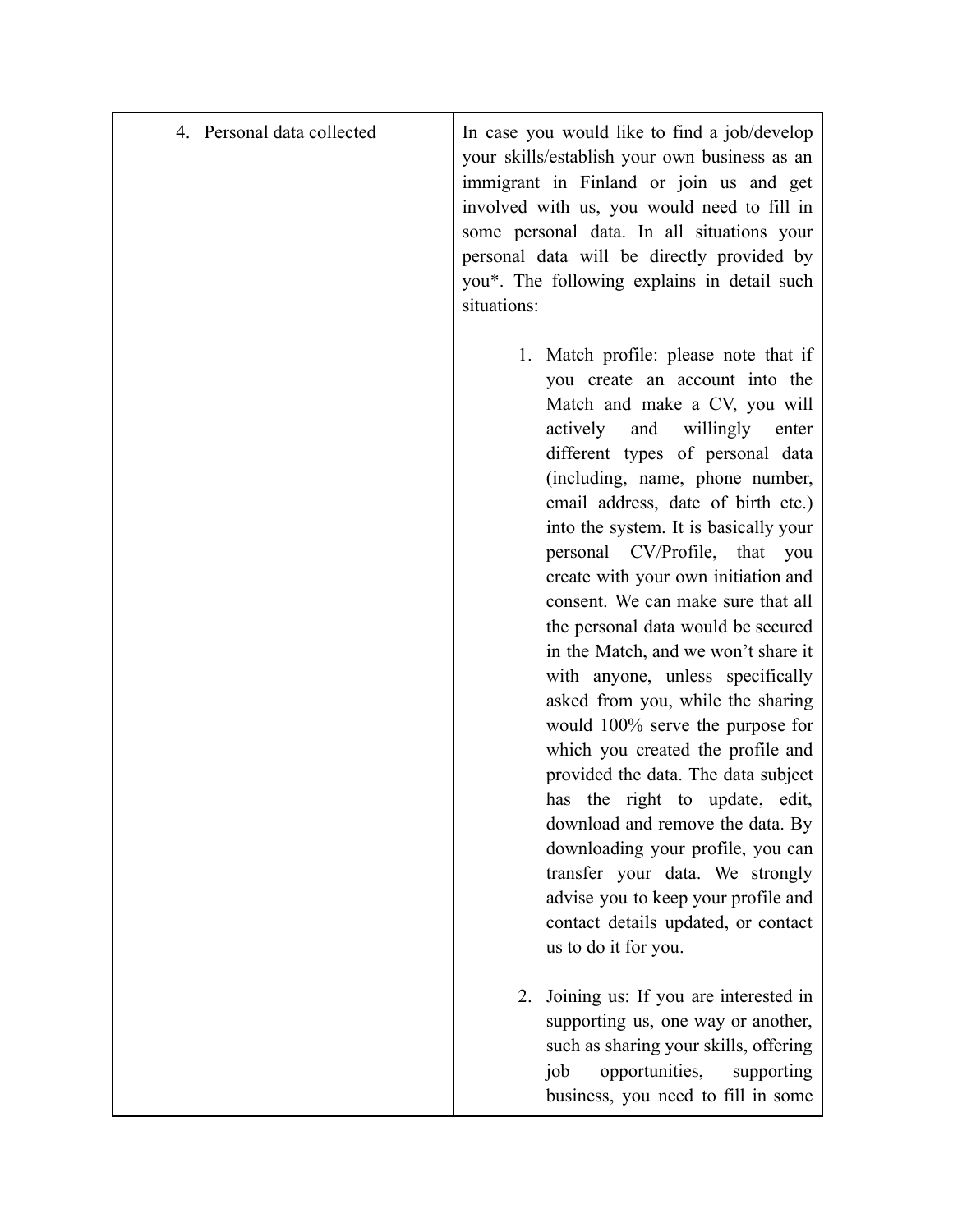| 4. Personal data collected | In case you would like to find a job/develop your skills/establish your own business as an immigrant in Finland or join us and get involved with us, you would need to fill in some personal data. In all situations your personal data will be directly provided by you*. The following explains in detail such situations:<br><br>1. Match profile: please note that if you create an account into the Match and make a CV, you will actively and willingly enter different types of personal data (including, name, phone number, email address, date of birth etc.) into the system. It is basically your personal CV/Profile, that you create with your own initiation and consent. We can make sure that all the personal data would be secured in the Match, and we won't share it with anyone, unless specifically asked from you, while the sharing would 100% serve the purpose for which you created the profile and provided the data. The data subject has the right to update, edit, download and remove the data. By downloading your profile, you can transfer your data. We strongly advise you to keep your profile and contact details updated, or contact us to do it for you.<br><br>2. Joining us: If you are interested in supporting us, one way or another, such as sharing your skills, offering job opportunities, supporting business, you need to fill in some |
|---|---|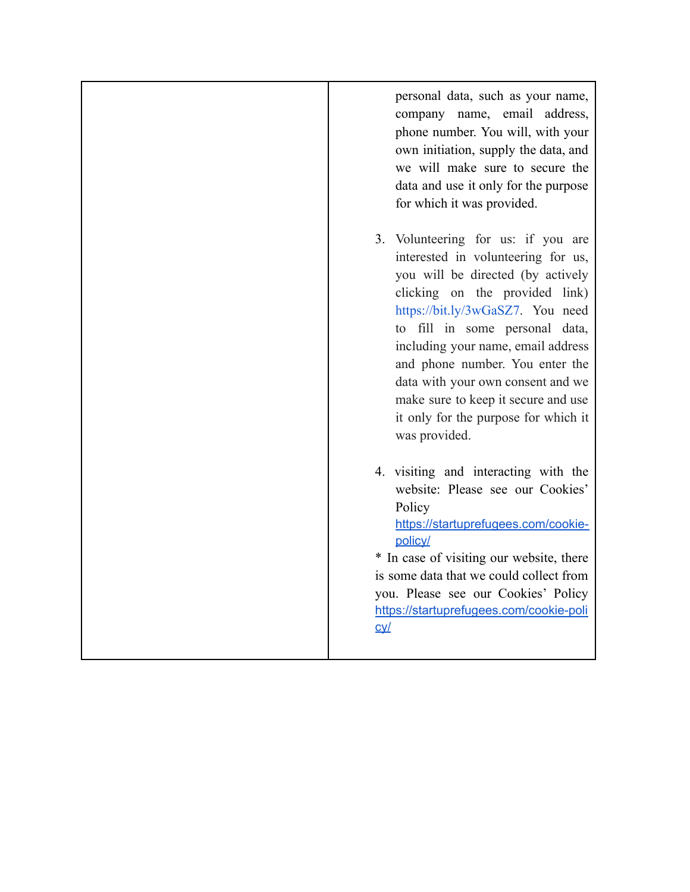| | |
|---|---|
| | personal data, such as your name, company name, email address, phone number. You will, with your own initiation, supply the data, and we will make sure to secure the data and use it only for the purpose for which it was provided.<br><br>3. Volunteering for us: if you are interested in volunteering for us, you will be directed (by actively clicking on the provided link) https://bit.ly/3wGaSZ7. You need to fill in some personal data, including your name, email address and phone number. You enter the data with your own consent and we make sure to keep it secure and use it only for the purpose for which it was provided.<br><br>4. visiting and interacting with the website: Please see our Cookies' Policy https://startuprefugees.com/cookie-policy/<br>* In case of visiting our website, there is some data that we could collect from you. Please see our Cookies' Policy https://startuprefugees.com/cookie-policy/ |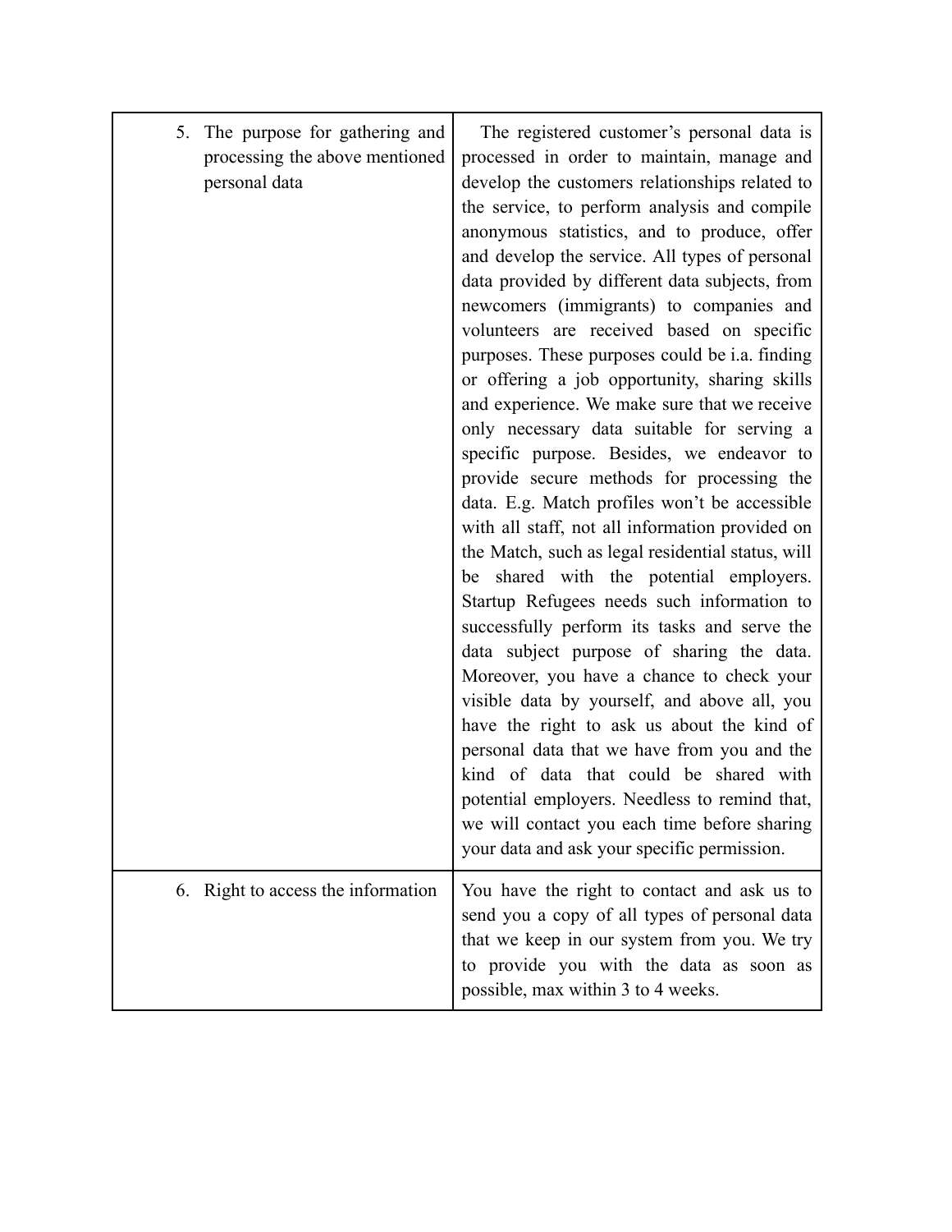| | |
|---|---|
| 5. The purpose for gathering and processing the above mentioned personal data | The registered customer's personal data is processed in order to maintain, manage and develop the customers relationships related to the service, to perform analysis and compile anonymous statistics, and to produce, offer and develop the service. All types of personal data provided by different data subjects, from newcomers (immigrants) to companies and volunteers are received based on specific purposes. These purposes could be i.a. finding or offering a job opportunity, sharing skills and experience. We make sure that we receive only necessary data suitable for serving a specific purpose. Besides, we endeavor to provide secure methods for processing the data. E.g. Match profiles won't be accessible with all staff, not all information provided on the Match, such as legal residential status, will be shared with the potential employers. Startup Refugees needs such information to successfully perform its tasks and serve the data subject purpose of sharing the data. Moreover, you have a chance to check your visible data by yourself, and above all, you have the right to ask us about the kind of personal data that we have from you and the kind of data that could be shared with potential employers. Needless to remind that, we will contact you each time before sharing your data and ask your specific permission. |
| 6. Right to access the information | You have the right to contact and ask us to send you a copy of all types of personal data that we keep in our system from you. We try to provide you with the data as soon as possible, max within 3 to 4 weeks. |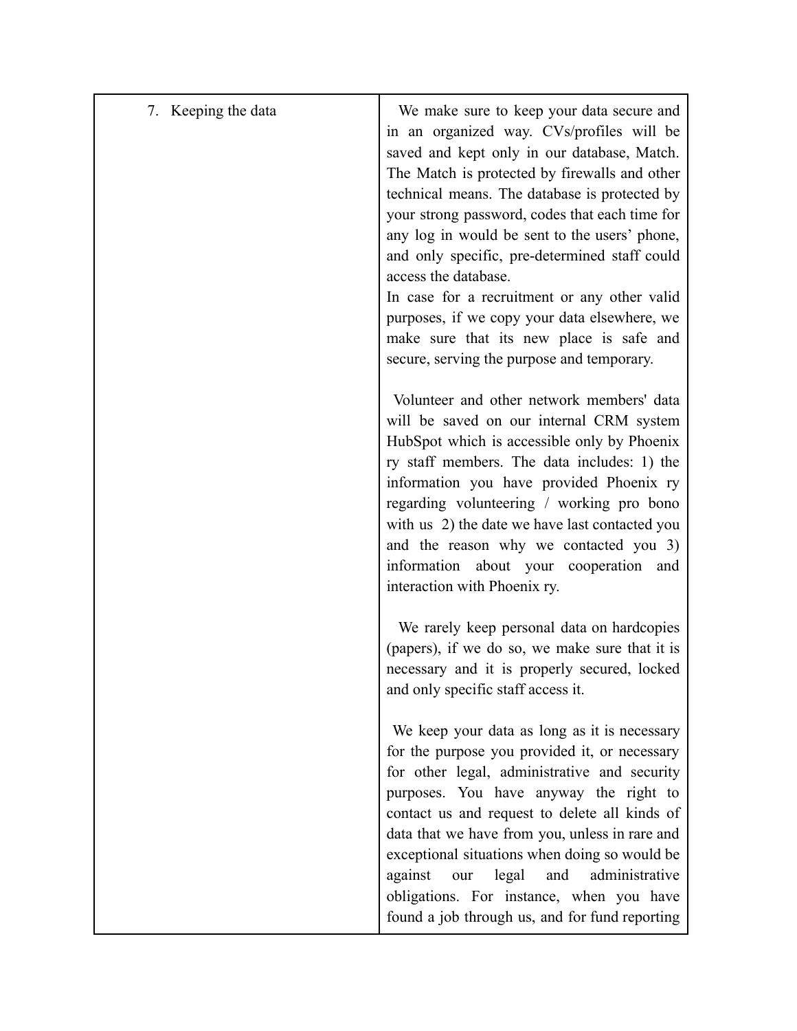| 7. Keeping the data | We make sure to keep your data secure and in an organized way. CVs/profiles will be saved and kept only in our database, Match. The Match is protected by firewalls and other technical means. The database is protected by your strong password, codes that each time for any log in would be sent to the users' phone, and only specific, pre-determined staff could access the database.<br>In case for a recruitment or any other valid purposes, if we copy your data elsewhere, we make sure that its new place is safe and secure, serving the purpose and temporary.<br><br>Volunteer and other network members' data will be saved on our internal CRM system HubSpot which is accessible only by Phoenix ry staff members. The data includes: 1) the information you have provided Phoenix ry regarding volunteering / working pro bono with us 2) the date we have last contacted you and the reason why we contacted you 3) information about your cooperation and interaction with Phoenix ry.<br><br>We rarely keep personal data on hardcopies (papers), if we do so, we make sure that it is necessary and it is properly secured, locked and only specific staff access it.<br><br>We keep your data as long as it is necessary for the purpose you provided it, or necessary for other legal, administrative and security purposes. You have anyway the right to contact us and request to delete all kinds of data that we have from you, unless in rare and exceptional situations when doing so would be against our legal and administrative obligations. For instance, when you have found a job through us, and for fund reporting |
|---|---|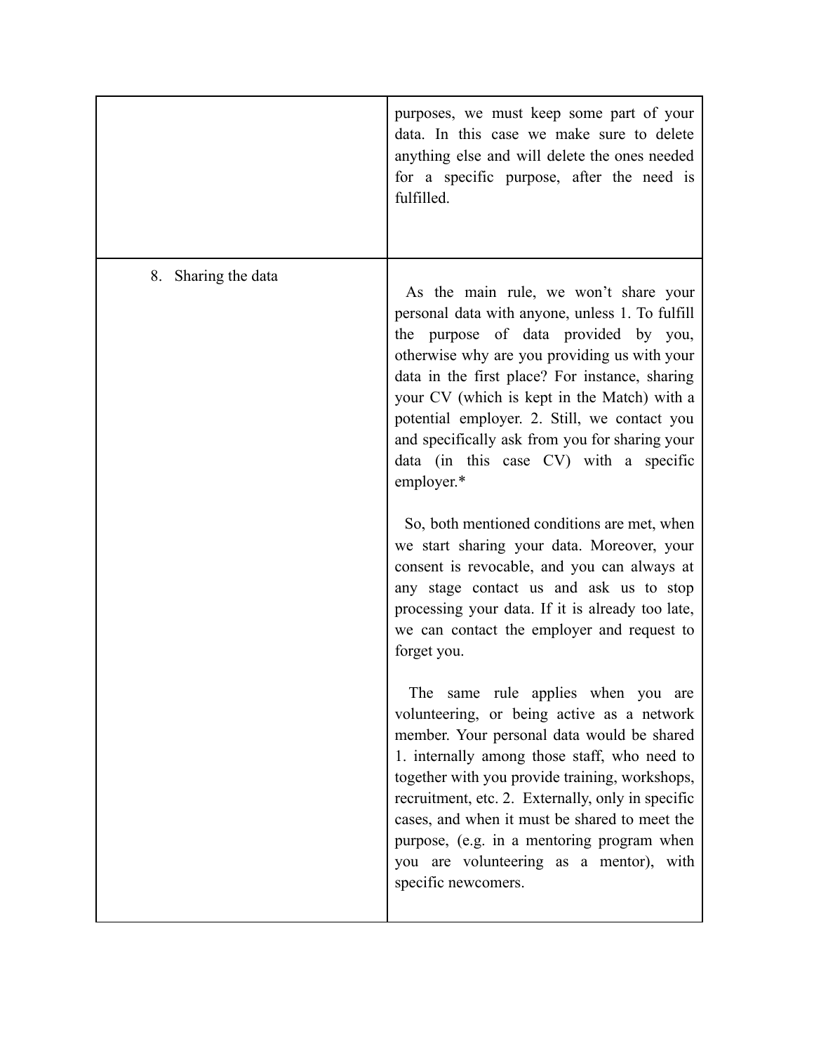| | |
|---|---|
| | purposes, we must keep some part of your data. In this case we make sure to delete anything else and will delete the ones needed for a specific purpose, after the need is fulfilled. |
| 8. Sharing the data | As the main rule, we won't share your personal data with anyone, unless 1. To fulfill the purpose of data provided by you, otherwise why are you providing us with your data in the first place? For instance, sharing your CV (which is kept in the Match) with a potential employer. 2. Still, we contact you and specifically ask from you for sharing your data (in this case CV) with a specific employer.*<br><br>So, both mentioned conditions are met, when we start sharing your data. Moreover, your consent is revocable, and you can always at any stage contact us and ask us to stop processing your data. If it is already too late, we can contact the employer and request to forget you.<br><br>The same rule applies when you are volunteering, or being active as a network member. Your personal data would be shared 1. internally among those staff, who need to together with you provide training, workshops, recruitment, etc. 2. Externally, only in specific cases, and when it must be shared to meet the purpose, (e.g. in a mentoring program when you are volunteering as a mentor), with specific newcomers. |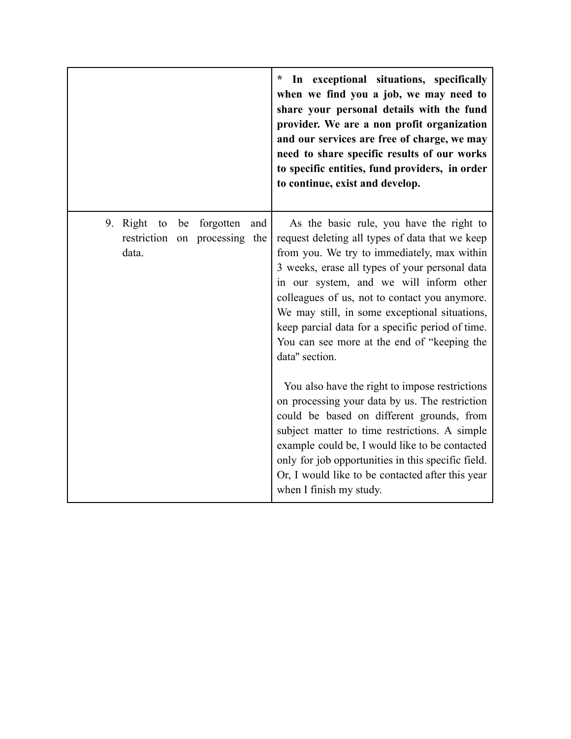| | |
|---|---|
| | **\* In exceptional situations, specifically when we find you a job, we may need to share your personal details with the fund provider. We are a non profit organization and our services are free of charge, we may need to share specific results of our works to specific entities, fund providers, in order to continue, exist and develop.** |
| 9. Right to be forgotten and restriction on processing the data. | As the basic rule, you have the right to request deleting all types of data that we keep from you. We try to immediately, max within 3 weeks, erase all types of your personal data in our system, and we will inform other colleagues of us, not to contact you anymore. We may still, in some exceptional situations, keep parcial data for a specific period of time. You can see more at the end of "keeping the data" section.<br><br>You also have the right to impose restrictions on processing your data by us. The restriction could be based on different grounds, from subject matter to time restrictions. A simple example could be, I would like to be contacted only for job opportunities in this specific field. Or, I would like to be contacted after this year when I finish my study. |